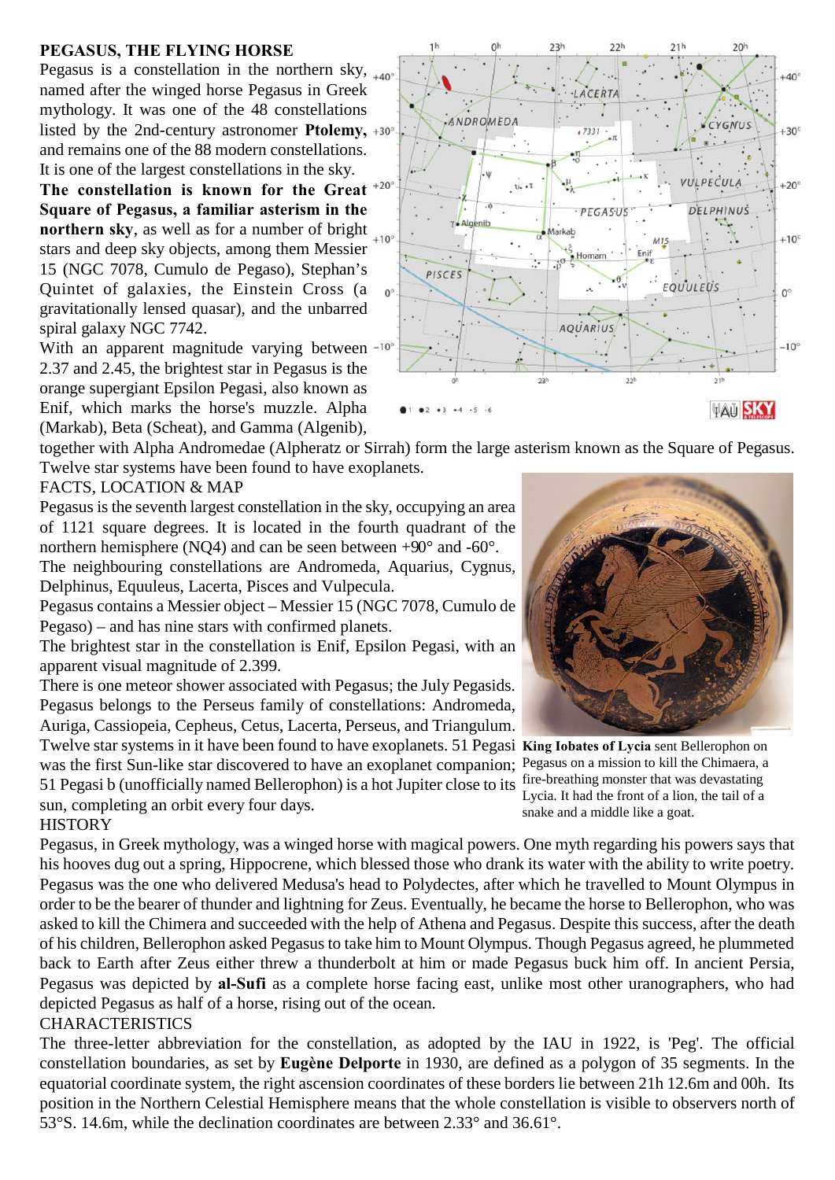# PEGASUS, THE FLYING HORSE

Pegasus is a constellation in the northern sky, named after the winged horse Pegasus in Greek mythology. It was one of the 48 constellations listed by the 2nd-century astronomer **Ptolemy,** and remains one of the 88 modern constellations. It is one of the largest constellations in the sky.

**The constellation is known for the Great Square of Pegasus, a familiar asterism in the northern sky**, as well as for a number of bright stars and deep sky objects, among them Messier 15 (NGC 7078, Cumulo de Pegaso), Stephan's Quintet of galaxies, the Einstein Cross (a gravitationally lensed quasar), and the unbarred spiral galaxy NGC 7742.

With an apparent magnitude varying between 2.37 and 2.45, the brightest star in Pegasus is the orange supergiant Epsilon Pegasi, also known as Enif, which marks the horse's muzzle. Alpha (Markab), Beta (Scheat), and Gamma (Algenib), together with Alpha Andromedae (Alpheratz or Sirrah) form the large asterism known as the Square of Pegasus. Twelve star systems have been found to have exoplanets.

## FACTS, LOCATION & MAP

Pegasus is the seventh largest constellation in the sky, occupying an area of 1121 square degrees. It is located in the fourth quadrant of the northern hemisphere (NQ4) and can be seen between +90° and -60°.

The neighbouring constellations are Andromeda, Aquarius, Cygnus, Delphinus, Equuleus, Lacerta, Pisces and Vulpecula.

Pegasus contains a Messier object – Messier 15 (NGC 7078, Cumulo de Pegaso) – and has nine stars with confirmed planets.

The brightest star in the constellation is Enif, Epsilon Pegasi, with an apparent visual magnitude of 2.399.

There is one meteor shower associated with Pegasus; the July Pegasids.

Pegasus belongs to the Perseus family of constellations: Andromeda, Auriga, Cassiopeia, Cepheus, Cetus, Lacerta, Perseus, and Triangulum.

Twelve star systems in it have been found to have exoplanets. 51 Pegasi was the first Sun-like star discovered to have an exoplanet companion; 51 Pegasi b (unofficially named Bellerophon) is a hot Jupiter close to its sun, completing an orbit every four days.

**King Iobates of Lycia** sent Bellerophon on Pegasus on a mission to kill the Chimaera, a fire-breathing monster that was devastating Lycia. It had the front of a lion, the tail of a snake and a middle like a goat.

## HISTORY

Pegasus, in Greek mythology, was a winged horse with magical powers. One myth regarding his powers says that his hooves dug out a spring, Hippocrene, which blessed those who drank its water with the ability to write poetry. Pegasus was the one who delivered Medusa's head to Polydectes, after which he travelled to Mount Olympus in order to be the bearer of thunder and lightning for Zeus. Eventually, he became the horse to Bellerophon, who was asked to kill the Chimera and succeeded with the help of Athena and Pegasus. Despite this success, after the death of his children, Bellerophon asked Pegasus to take him to Mount Olympus. Though Pegasus agreed, he plummeted back to Earth after Zeus either threw a thunderbolt at him or made Pegasus buck him off. In ancient Persia, Pegasus was depicted by **al-Sufi** as a complete horse facing east, unlike most other uranographers, who had depicted Pegasus as half of a horse, rising out of the ocean.

## CHARACTERISTICS

The three-letter abbreviation for the constellation, as adopted by the IAU in 1922, is 'Peg'. The official constellation boundaries, as set by **Eugène Delporte** in 1930, are defined as a polygon of 35 segments. In the equatorial coordinate system, the right ascension coordinates of these borders lie between 21h 12.6m and 00h. Its position in the Northern Celestial Hemisphere means that the whole constellation is visible to observers north of 53°S. 14.6m, while the declination coordinates are between 2.33° and 36.61°.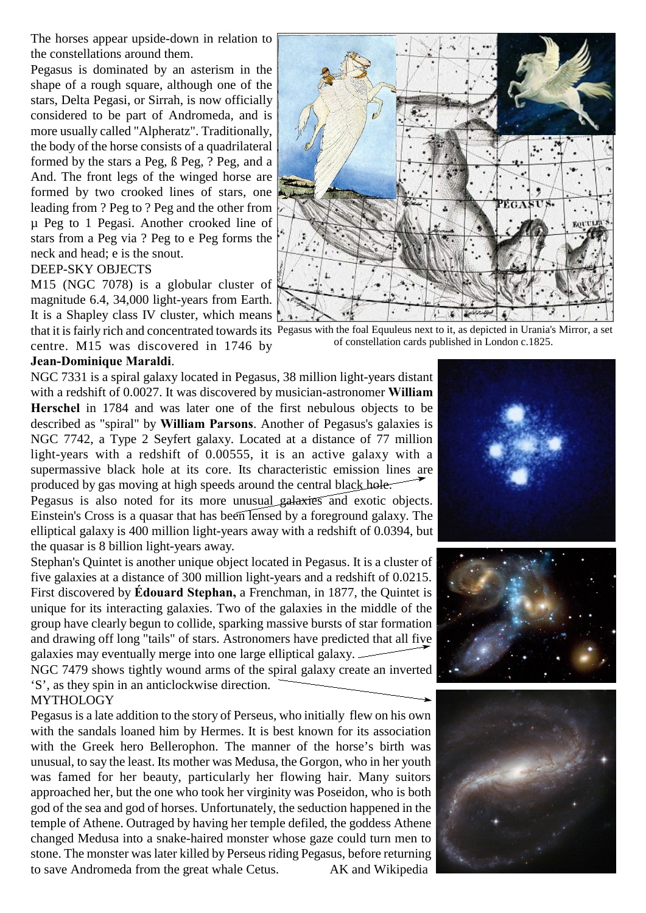The horses appear upside-down in relation to the constellations around them.

Pegasus is dominated by an asterism in the shape of a rough square, although one of the stars, Delta Pegasi, or Sirrah, is now officially considered to be part of Andromeda, and is more usually called "Alpheratz". Traditionally, the body of the horse consists of a quadrilateral formed by the stars a Peg, ß Peg, ? Peg, and a And. The front legs of the winged horse are formed by two crooked lines of stars, one leading from ? Peg to ? Peg and the other from µ Peg to 1 Pegasi. Another crooked line of stars from a Peg via ? Peg to e Peg forms the neck and head; e is the snout.

Pegasus with the foal Equuleus next to it, as depicted in Urania's Mirror, a set of constellation cards published in London c.1825.

DEEP-SKY OBJECTS

M15 (NGC 7078) is a globular cluster of magnitude 6.4, 34,000 light-years from Earth. It is a Shapley class IV cluster, which means that it is fairly rich and concentrated towards its centre. M15 was discovered in 1746 by **Jean-Dominique Maraldi**.

NGC 7331 is a spiral galaxy located in Pegasus, 38 million light-years distant with a redshift of 0.0027. It was discovered by musician-astronomer **William Herschel** in 1784 and was later one of the first nebulous objects to be described as "spiral" by **William Parsons**. Another of Pegasus's galaxies is NGC 7742, a Type 2 Seyfert galaxy. Located at a distance of 77 million light-years with a redshift of 0.00555, it is an active galaxy with a supermassive black hole at its core. Its characteristic emission lines are produced by gas moving at high speeds around the central black hole.

Pegasus is also noted for its more unusual galaxies and exotic objects. Einstein's Cross is a quasar that has been lensed by a foreground galaxy. The elliptical galaxy is 400 million light-years away with a redshift of 0.0394, but the quasar is 8 billion light-years away.

Stephan's Quintet is another unique object located in Pegasus. It is a cluster of five galaxies at a distance of 300 million light-years and a redshift of 0.0215. First discovered by **Édouard Stephan,** a Frenchman, in 1877, the Quintet is unique for its interacting galaxies. Two of the galaxies in the middle of the group have clearly begun to collide, sparking massive bursts of star formation and drawing off long "tails" of stars. Astronomers have predicted that all five galaxies may eventually merge into one large elliptical galaxy.

NGC 7479 shows tightly wound arms of the spiral galaxy create an inverted 'S', as they spin in an anticlockwise direction.

MYTHOLOGY

Pegasus is a late addition to the story of Perseus, who initially flew on his own with the sandals loaned him by Hermes. It is best known for its association with the Greek hero Bellerophon. The manner of the horse's birth was unusual, to say the least. Its mother was Medusa, the Gorgon, who in her youth was famed for her beauty, particularly her flowing hair. Many suitors approached her, but the one who took her virginity was Poseidon, who is both god of the sea and god of horses. Unfortunately, the seduction happened in the temple of Athene. Outraged by having her temple defiled, the goddess Athene changed Medusa into a snake-haired monster whose gaze could turn men to stone. The monster was later killed by Perseus riding Pegasus, before returning to save Andromeda from the great whale Cetus.

AK and Wikipedia